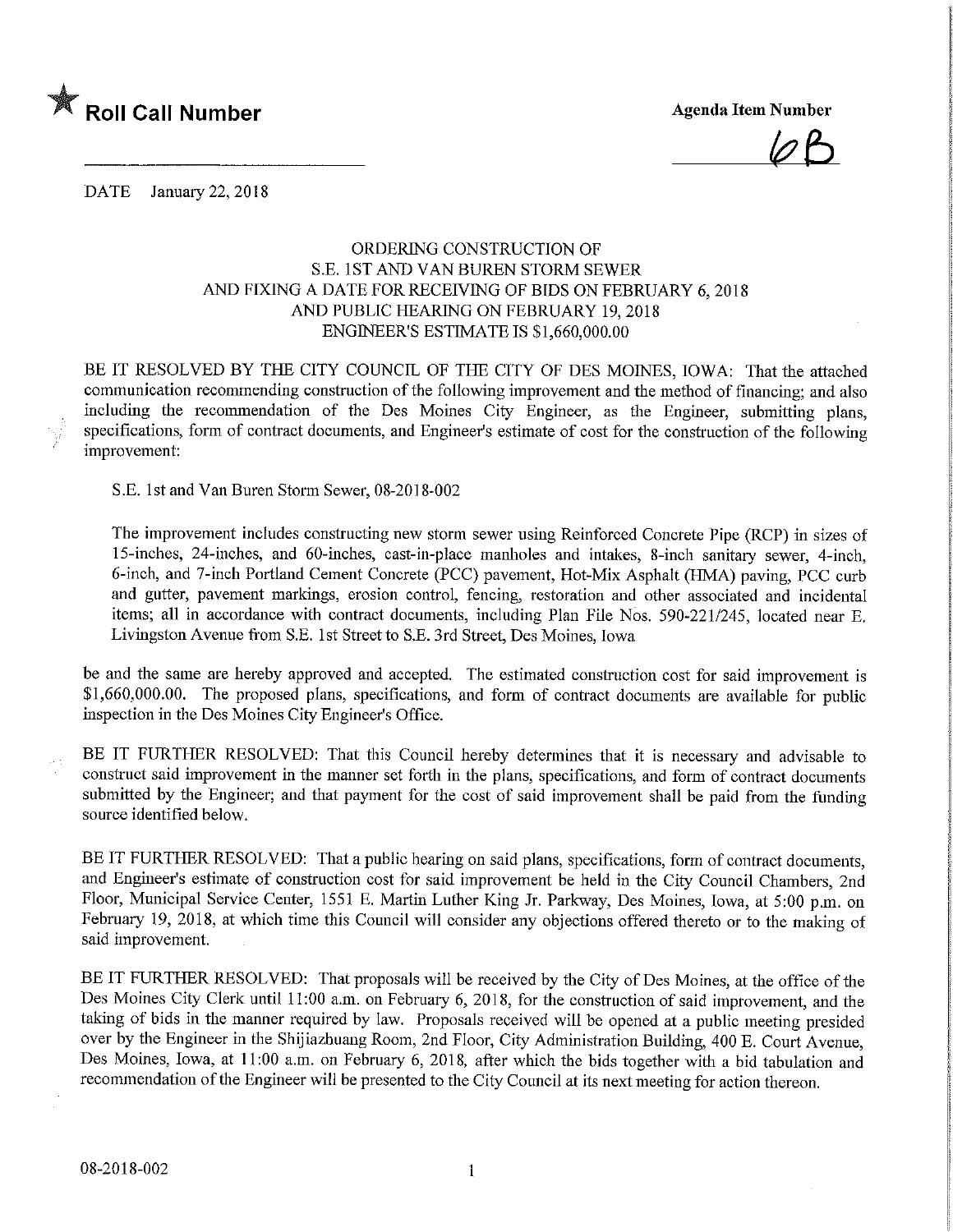★ **Roll Call Number**

**Agenda Item Number**

6B

DATE January 22, 2018

ORDERING CONSTRUCTION OF
S.E. 1ST AND VAN BUREN STORM SEWER
AND FIXING A DATE FOR RECEIVING OF BIDS ON FEBRUARY 6, 2018
AND PUBLIC HEARING ON FEBRUARY 19, 2018
ENGINEER'S ESTIMATE IS $1,660,000.00

BE IT RESOLVED BY THE CITY COUNCIL OF THE CITY OF DES MOINES, IOWA: That the attached communication recommending construction of the following improvement and the method of financing; and also including the recommendation of the Des Moines City Engineer, as the Engineer, submitting plans, specifications, form of contract documents, and Engineer's estimate of cost for the construction of the following improvement:

S.E. 1st and Van Buren Storm Sewer, 08-2018-002

The improvement includes constructing new storm sewer using Reinforced Concrete Pipe (RCP) in sizes of 15-inches, 24-inches, and 60-inches, cast-in-place manholes and intakes, 8-inch sanitary sewer, 4-inch, 6-inch, and 7-inch Portland Cement Concrete (PCC) pavement, Hot-Mix Asphalt (HMA) paving, PCC curb and gutter, pavement markings, erosion control, fencing, restoration and other associated and incidental items; all in accordance with contract documents, including Plan File Nos. 590-221/245, located near E. Livingston Avenue from S.E. 1st Street to S.E. 3rd Street, Des Moines, Iowa

be and the same are hereby approved and accepted. The estimated construction cost for said improvement is $1,660,000.00. The proposed plans, specifications, and form of contract documents are available for public inspection in the Des Moines City Engineer's Office.

BE IT FURTHER RESOLVED: That this Council hereby determines that it is necessary and advisable to construct said improvement in the manner set forth in the plans, specifications, and form of contract documents submitted by the Engineer; and that payment for the cost of said improvement shall be paid from the funding source identified below.

BE IT FURTHER RESOLVED: That a public hearing on said plans, specifications, form of contract documents, and Engineer's estimate of construction cost for said improvement be held in the City Council Chambers, 2nd Floor, Municipal Service Center, 1551 E. Martin Luther King Jr. Parkway, Des Moines, Iowa, at 5:00 p.m. on February 19, 2018, at which time this Council will consider any objections offered thereto or to the making of said improvement.

BE IT FURTHER RESOLVED: That proposals will be received by the City of Des Moines, at the office of the Des Moines City Clerk until 11:00 a.m. on February 6, 2018, for the construction of said improvement, and the taking of bids in the manner required by law. Proposals received will be opened at a public meeting presided over by the Engineer in the Shijiazhuang Room, 2nd Floor, City Administration Building, 400 E. Court Avenue, Des Moines, Iowa, at 11:00 a.m. on February 6, 2018, after which the bids together with a bid tabulation and recommendation of the Engineer will be presented to the City Council at its next meeting for action thereon.

08-2018-002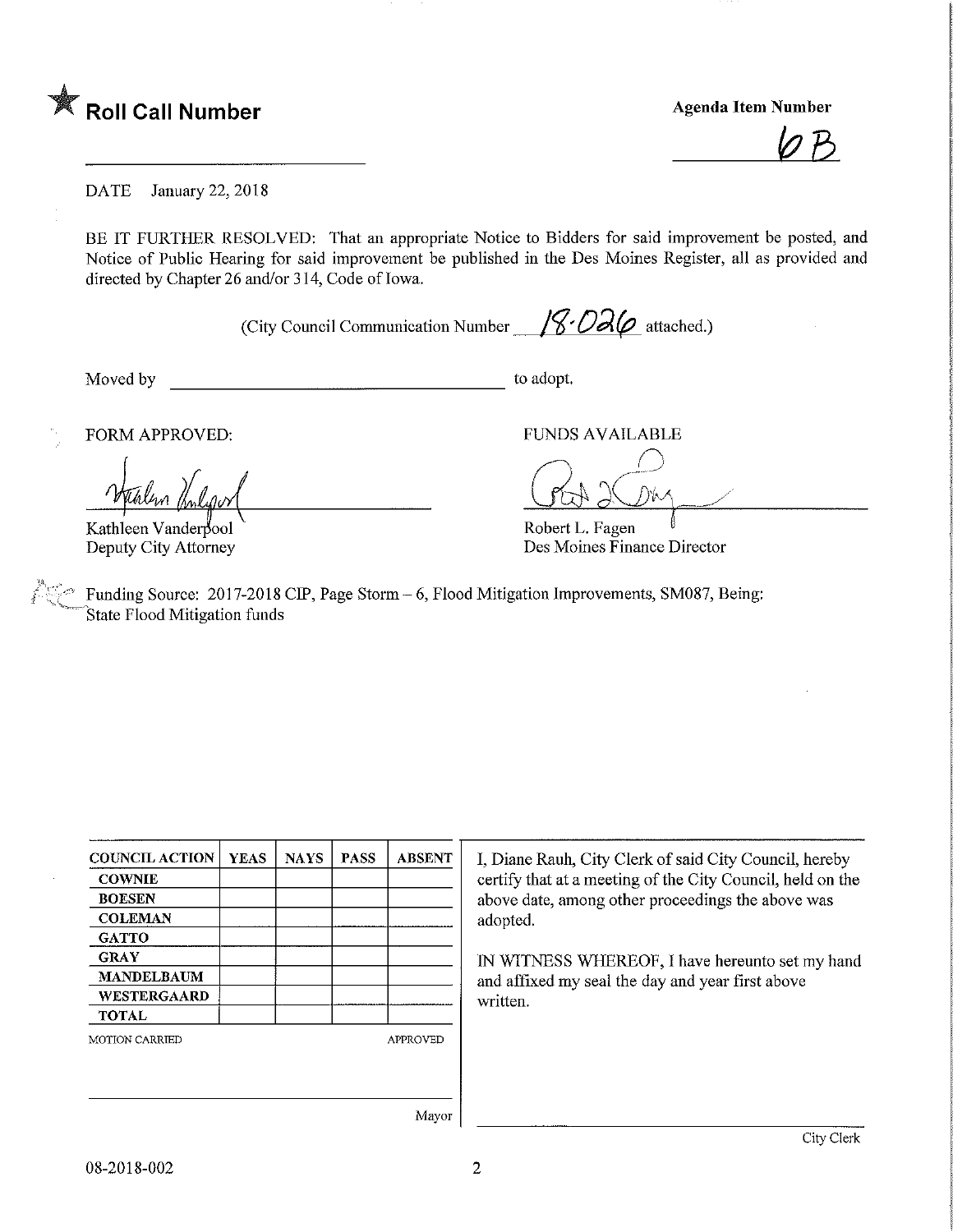# ★ Roll Call Number

**Agenda Item Number**

6B

DATE January 22, 2018

BE IT FURTHER RESOLVED: That an appropriate Notice to Bidders for said improvement be posted, and Notice of Public Hearing for said improvement be published in the Des Moines Register, all as provided and directed by Chapter 26 and/or 314, Code of Iowa.

(City Council Communication Number 18-026 attached.)

Moved by ______________________ to adopt.

FORM APPROVED:

Kathleen Vanderpool
Deputy City Attorney

FUNDS AVAILABLE

Robert L. Fagen
Des Moines Finance Director

Funding Source: 2017-2018 CIP, Page Storm – 6, Flood Mitigation Improvements, SM087, Being: State Flood Mitigation funds

| COUNCIL ACTION | YEAS | NAYS | PASS | ABSENT |
|---|---|---|---|---|
| COWNIE | | | | |
| BOESEN | | | | |
| COLEMAN | | | | |
| GATTO | | | | |
| GRAY | | | | |
| MANDELBAUM | | | | |
| WESTERGAARD | | | | |
| TOTAL | | | | |

MOTION CARRIED APPROVED

______________________ Mayor

I, Diane Rauh, City Clerk of said City Council, hereby certify that at a meeting of the City Council, held on the above date, among other proceedings the above was adopted.

IN WITNESS WHEREOF, I have hereunto set my hand and affixed my seal the day and year first above written.

______________________ City Clerk

08-2018-002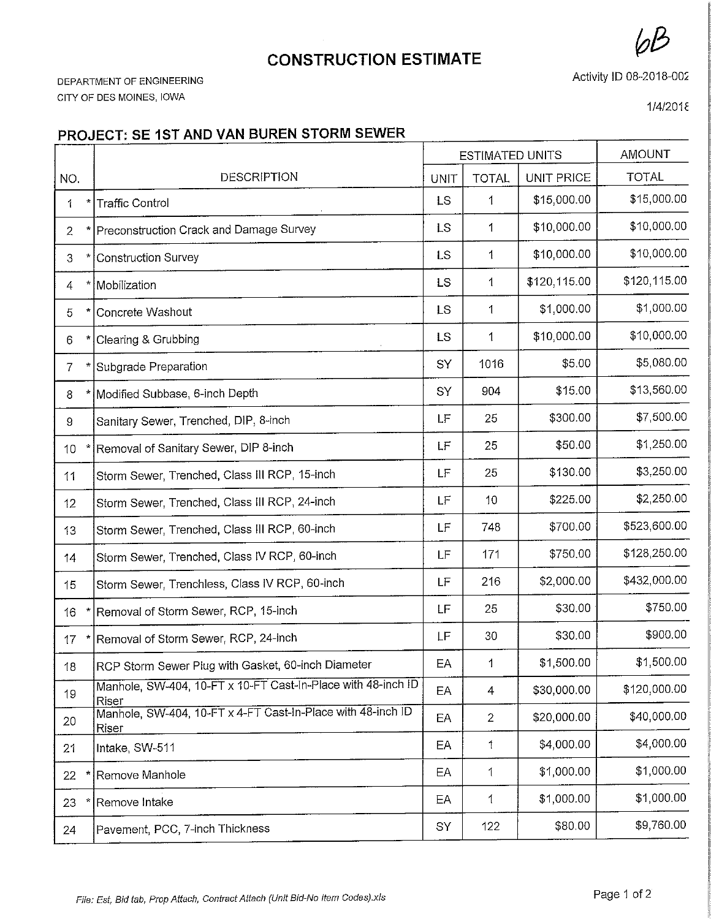6B

# CONSTRUCTION ESTIMATE

DEPARTMENT OF ENGINEERING
CITY OF DES MOINES, IOWA

Activity ID 08-2018-002

1/4/2018

## PROJECT: SE 1ST AND VAN BUREN STORM SEWER

| NO. | | DESCRIPTION | ESTIMATED UNITS | | | AMOUNT |
|---|---|---|---|---|---|---|
| | | | UNIT | TOTAL | UNIT PRICE | TOTAL |
| 1 | * | Traffic Control | LS | 1 | $15,000.00 | $15,000.00 |
| 2 | * | Preconstruction Crack and Damage Survey | LS | 1 | $10,000.00 | $10,000.00 |
| 3 | * | Construction Survey | LS | 1 | $10,000.00 | $10,000.00 |
| 4 | * | Mobilization | LS | 1 | $120,115.00 | $120,115.00 |
| 5 | * | Concrete Washout | LS | 1 | $1,000.00 | $1,000.00 |
| 6 | * | Clearing & Grubbing | LS | 1 | $10,000.00 | $10,000.00 |
| 7 | * | Subgrade Preparation | SY | 1016 | $5.00 | $5,080.00 |
| 8 | * | Modified Subbase, 6-inch Depth | SY | 904 | $15.00 | $13,560.00 |
| 9 | | Sanitary Sewer, Trenched, DIP, 8-inch | LF | 25 | $300.00 | $7,500.00 |
| 10 | * | Removal of Sanitary Sewer, DIP 8-inch | LF | 25 | $50.00 | $1,250.00 |
| 11 | | Storm Sewer, Trenched, Class III RCP, 15-inch | LF | 25 | $130.00 | $3,250.00 |
| 12 | | Storm Sewer, Trenched, Class III RCP, 24-inch | LF | 10 | $225.00 | $2,250.00 |
| 13 | | Storm Sewer, Trenched, Class III RCP, 60-inch | LF | 748 | $700.00 | $523,600.00 |
| 14 | | Storm Sewer, Trenched, Class IV RCP, 60-inch | LF | 171 | $750.00 | $128,250.00 |
| 15 | | Storm Sewer, Trenchless, Class IV RCP, 60-inch | LF | 216 | $2,000.00 | $432,000.00 |
| 16 | * | Removal of Storm Sewer, RCP, 15-inch | LF | 25 | $30.00 | $750.00 |
| 17 | * | Removal of Storm Sewer, RCP, 24-inch | LF | 30 | $30.00 | $900.00 |
| 18 | | RCP Storm Sewer Plug with Gasket, 60-inch Diameter | EA | 1 | $1,500.00 | $1,500.00 |
| 19 | | Manhole, SW-404, 10-FT x 10-FT Cast-In-Place with 48-inch ID Riser | EA | 4 | $30,000.00 | $120,000.00 |
| 20 | | Manhole, SW-404, 10-FT x 4-FT Cast-In-Place with 48-inch ID Riser | EA | 2 | $20,000.00 | $40,000.00 |
| 21 | | Intake, SW-511 | EA | 1 | $4,000.00 | $4,000.00 |
| 22 | * | Remove Manhole | EA | 1 | $1,000.00 | $1,000.00 |
| 23 | * | Remove Intake | EA | 1 | $1,000.00 | $1,000.00 |
| 24 | | Pavement, PCC, 7-inch Thickness | SY | 122 | $80.00 | $9,760.00 |

*File: Est, Bid tab, Prop Attach, Contract Attach (Unit Bid-No Item Codes).xls*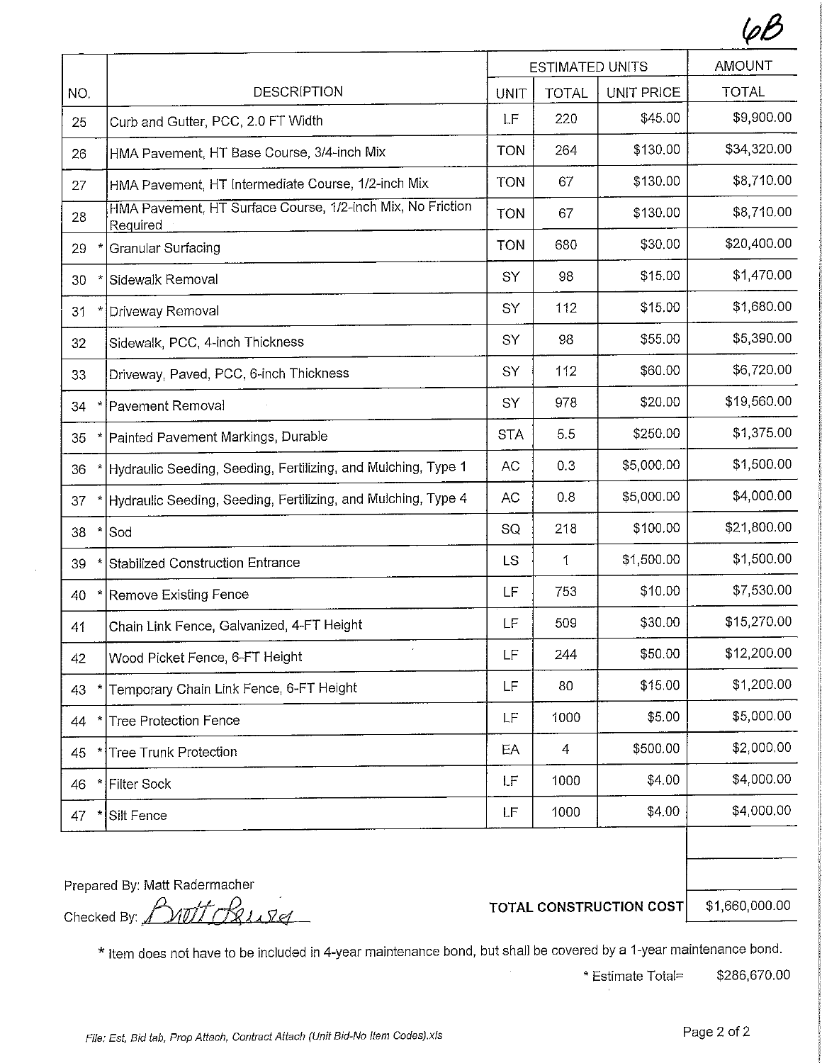6B

| NO. | DESCRIPTION | ESTIMATED UNITS | | | AMOUNT |
|---|---|---|---|---|---|
| | | UNIT | TOTAL | UNIT PRICE | TOTAL |
| 25 | Curb and Gutter, PCC, 2.0 FT Width | LF | 220 | $45.00 | $9,900.00 |
| 26 | HMA Pavement, HT Base Course, 3/4-inch Mix | TON | 264 | $130.00 | $34,320.00 |
| 27 | HMA Pavement, HT Intermediate Course, 1/2-inch Mix | TON | 67 | $130.00 | $8,710.00 |
| 28 | HMA Pavement, HT Surface Course, 1/2-inch Mix, No Friction Required | TON | 67 | $130.00 | $8,710.00 |
| 29 * | Granular Surfacing | TON | 680 | $30.00 | $20,400.00 |
| 30 * | Sidewalk Removal | SY | 98 | $15.00 | $1,470.00 |
| 31 * | Driveway Removal | SY | 112 | $15.00 | $1,680.00 |
| 32 | Sidewalk, PCC, 4-inch Thickness | SY | 98 | $55.00 | $5,390.00 |
| 33 | Driveway, Paved, PCC, 6-inch Thickness | SY | 112 | $60.00 | $6,720.00 |
| 34 * | Pavement Removal | SY | 978 | $20.00 | $19,560.00 |
| 35 * | Painted Pavement Markings, Durable | STA | 5.5 | $250.00 | $1,375.00 |
| 36 * | Hydraulic Seeding, Seeding, Fertilizing, and Mulching, Type 1 | AC | 0.3 | $5,000.00 | $1,500.00 |
| 37 * | Hydraulic Seeding, Seeding, Fertilizing, and Mulching, Type 4 | AC | 0.8 | $5,000.00 | $4,000.00 |
| 38 * | Sod | SQ | 218 | $100.00 | $21,800.00 |
| 39 * | Stabilized Construction Entrance | LS | 1 | $1,500.00 | $1,500.00 |
| 40 * | Remove Existing Fence | LF | 753 | $10.00 | $7,530.00 |
| 41 | Chain Link Fence, Galvanized, 4-FT Height | LF | 509 | $30.00 | $15,270.00 |
| 42 | Wood Picket Fence, 6-FT Height | LF | 244 | $50.00 | $12,200.00 |
| 43 * | Temporary Chain Link Fence, 6-FT Height | LF | 80 | $15.00 | $1,200.00 |
| 44 * | Tree Protection Fence | LF | 1000 | $5.00 | $5,000.00 |
| 45 * | Tree Trunk Protection | EA | 4 | $500.00 | $2,000.00 |
| 46 * | Filter Sock | LF | 1000 | $4.00 | $4,000.00 |
| 47 * | Silt Fence | LF | 1000 | $4.00 | $4,000.00 |
| | | | | **TOTAL CONSTRUCTION COST** | $1,660,000.00 |

Prepared By: Matt Radermacher

Checked By: Brett Beuse

* Item does not have to be included in 4-year maintenance bond, but shall be covered by a 1-year maintenance bond.

* Estimate Total= $286,670.00

*File: Est, Bid tab, Prop Attach, Contract Attach (Unit Bid-No Item Codes).xls*